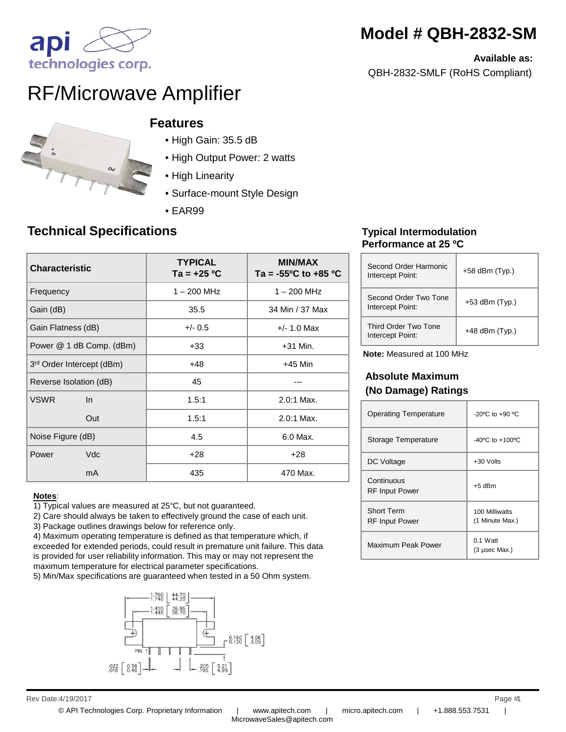# Model # QBH-2832-SM

**Available as:**
QBH-2832-SMLF (RoHS Compliant)

# RF/Microwave Amplifier

## Features

- High Gain: 35.5 dB
- High Output Power: 2 watts
- High Linearity
- Surface-mount Style Design
- EAR99

## Technical Specifications

| Characteristic | | TYPICAL Ta = +25 ºC | MIN/MAX Ta = -55ºC to +85 ºC |
|---|---|---|---|
| Frequency | | 1 – 200 MHz | 1 – 200 MHz |
| Gain (dB) | | 35.5 | 34 Min / 37 Max |
| Gain Flatness (dB) | | +/- 0.5 | +/- 1.0 Max |
| Power @ 1 dB Comp. (dBm) | | +33 | +31 Min. |
| 3rd Order Intercept (dBm) | | +48 | +45 Min |
| Reverse Isolation (dB) | | 45 | --- |
| VSWR | In | 1.5:1 | 2.0:1 Max. |
| | Out | 1.5:1 | 2.0:1 Max. |
| Noise Figure (dB) | | 4.5 | 6.0 Max. |
| Power | Vdc | +28 | +28 |
| | mA | 435 | 470 Max. |

**Notes**:

1) Typical values are measured at 25°C, but not guaranteed.
2) Care should always be taken to effectively ground the case of each unit.
3) Package outlines drawings below for reference only.
4) Maximum operating temperature is defined as that temperature which, if exceeded for extended periods, could result in premature unit failure. This data is provided for user reliability information. This may or may not represent the maximum temperature for electrical parameter specifications.
5) Min/Max specifications are guaranteed when tested in a 50 Ohm system.

### Typical Intermodulation Performance at 25 ºC

| | |
|---|---|
| Second Order Harmonic Intercept Point: | +58 dBm (Typ.) |
| Second Order Two Tone Intercept Point: | +53 dBm (Typ.) |
| Third Order Two Tone Intercept Point: | +48 dBm (Typ.) |

**Note:** Measured at 100 MHz

### Absolute Maximum (No Damage) Ratings

| | |
|---|---|
| Operating Temperature | -20ºC to +90 ºC |
| Storage Temperature | -40ºC to +100ºC |
| DC Voltage | +30 Volts |
| Continuous RF Input Power | +5 dBm |
| Short Term RF Input Power | 100 Milliwatts (1 Minute Max.) |
| Maximum Peak Power | 0.1 Watt (3 µsec Max.) |

Rev Date:4/19/2017

© API Technologies Corp. Proprietary Information | www.apitech.com | micro.apitech.com | +1.888.553.7531 | MicrowaveSales@apitech.com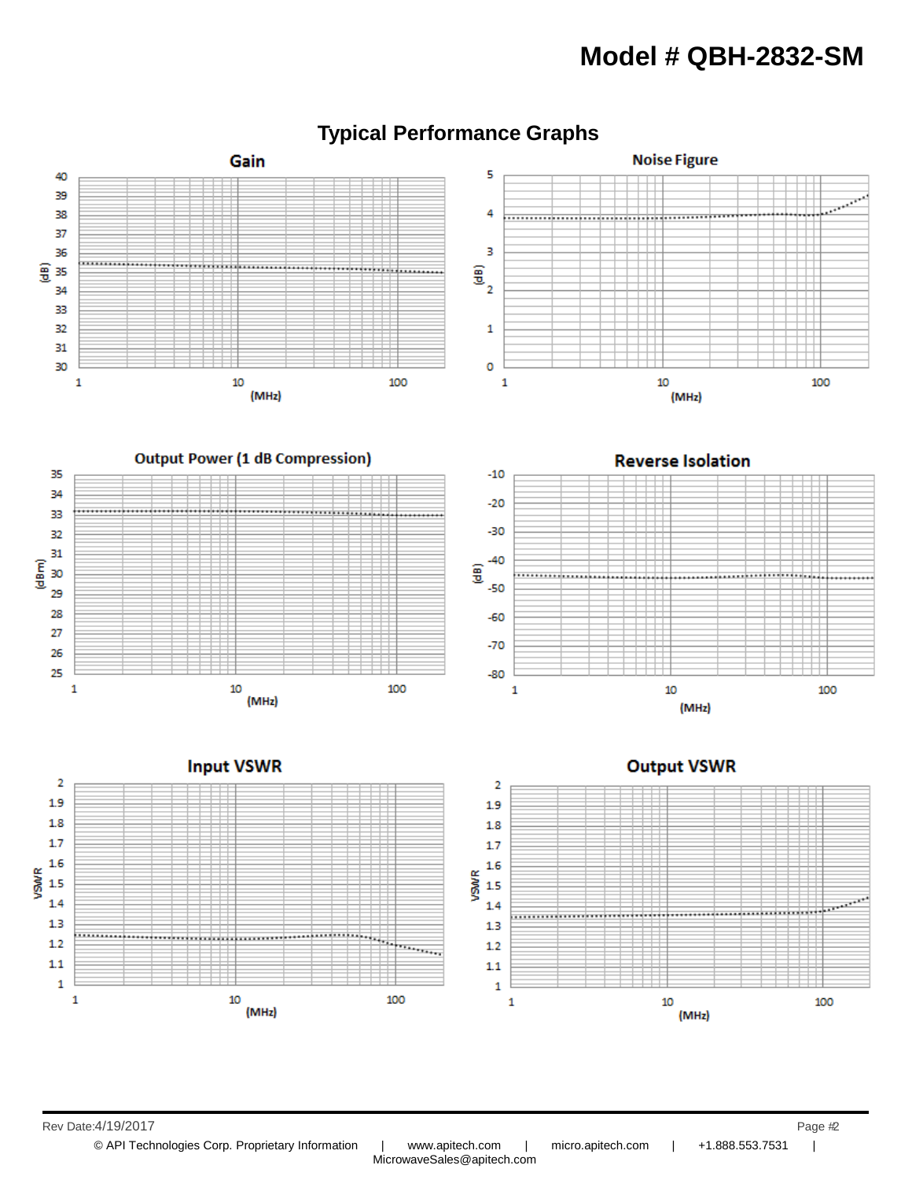# Model # QBH-2832-SM

## Typical Performance Graphs

### Gain

(dB) vs (MHz)

### Noise Figure

(dB) vs (MHz)

### Output Power (1 dB Compression)

(dBm) vs (MHz)

### Reverse Isolation

(dB) vs (MHz)

### Input VSWR

VSWR vs (MHz)

### Output VSWR

VSWR vs (MHz)

Rev Date:4/19/2017

© API Technologies Corp. Proprietary Information | www.apitech.com | micro.apitech.com | +1.888.553.7531 | MicrowaveSales@apitech.com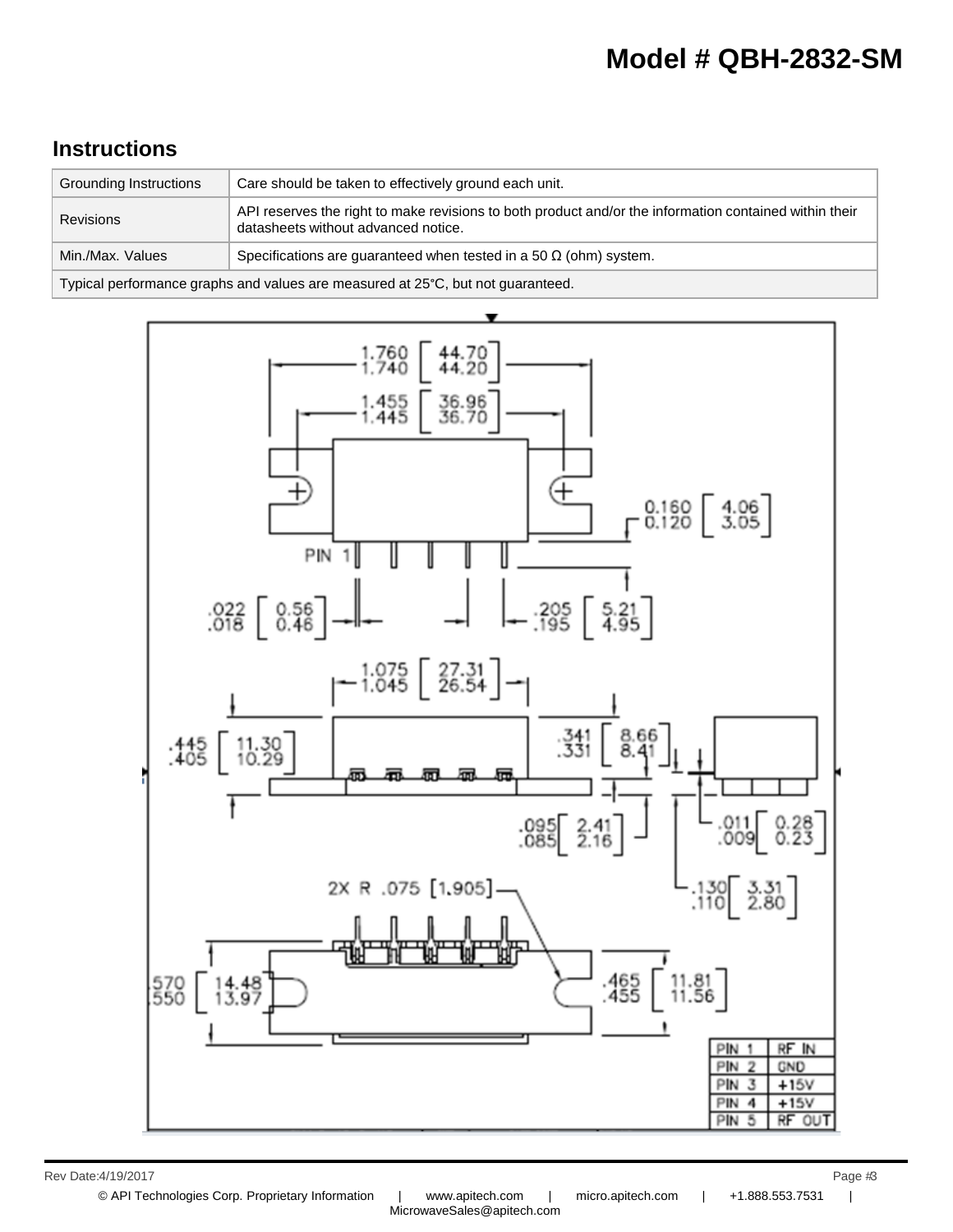## Instructions

| | |
|---|---|
| Grounding Instructions | Care should be taken to effectively ground each unit. |
| Revisions | API reserves the right to make revisions to both product and/or the information contained within their datasheets without advanced notice. |
| Min./Max. Values | Specifications are guaranteed when tested in a 50 Ω (ohm) system. |
| Typical performance graphs and values are measured at 25°C, but not guaranteed. | |

1.760 [44.70]
1.740 [44.20]

1.455 [36.96]
1.445 [36.70]

0.160 [4.06]
0.120 [3.05]

PIN 1

.022 [0.56]
.018 [0.46]

.205 [5.21]
.195 [4.95]

1.075 [27.31]
1.045 [26.54]

.445 [11.30]
.405 [10.29]

.341 [8.66]
.331 [8.41]

.095 [2.41]
.085 [2.16]

.011 [0.28]
.009 [0.23]

.130 [3.31]
.110 [2.80]

2X R .075 [1.905]

.570 [14.48]
.550 [13.97]

.465 [11.81]
.455 [11.56]

| | |
|---|---|
| PIN 1 | RF IN |
| PIN 2 | GND |
| PIN 3 | +15V |
| PIN 4 | +15V |
| PIN 5 | RF OUT |